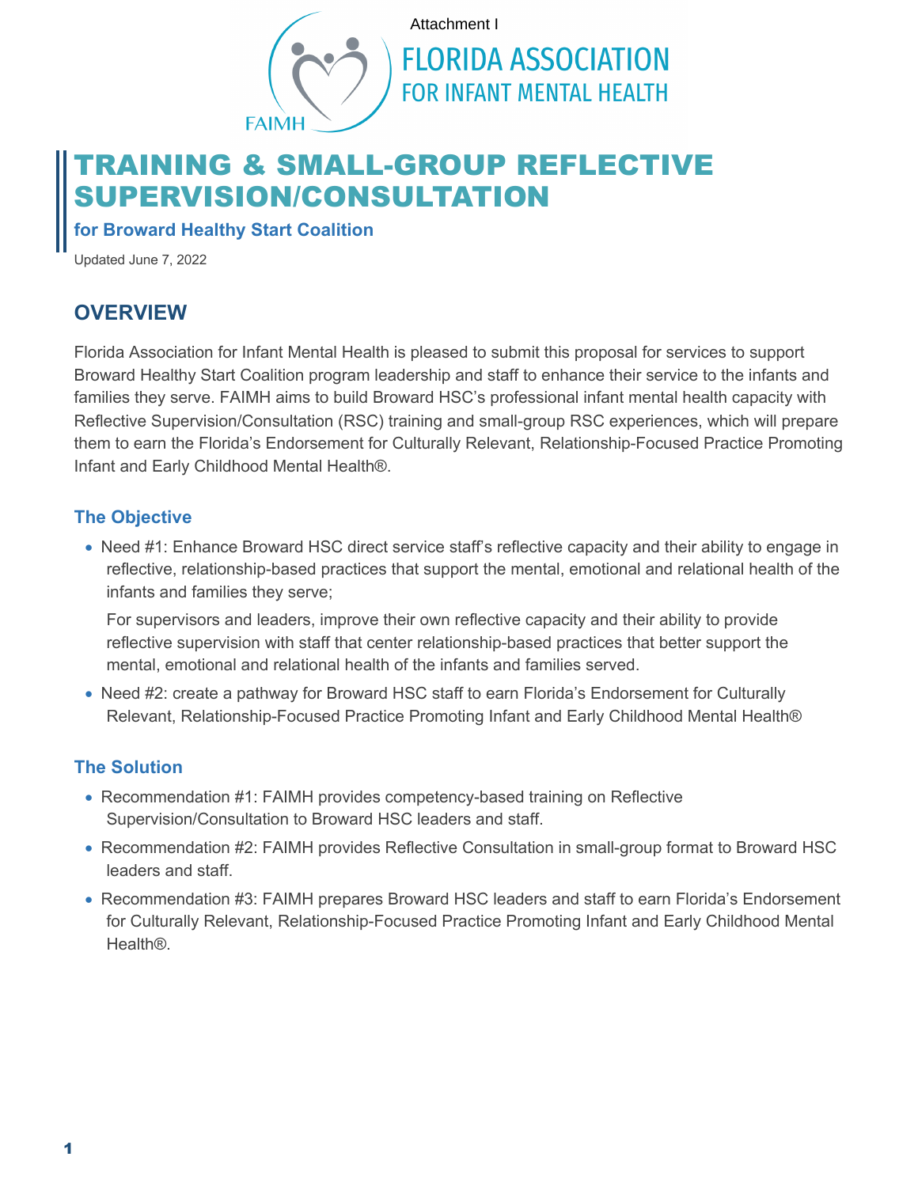Attachment I

FLORIDA ASSOCIATION FOR INFANT MENTAL HEALTH

# TRAINING & SMALL-GROUP REFLECTIVE SUPERVISION/CONSULTATION

**for Broward Healthy Start Coalition**

Updated June 7, 2022

## OVERVIEW

Florida Association for Infant Mental Health is pleased to submit this proposal for services to support Broward Healthy Start Coalition program leadership and staff to enhance their service to the infants and families they serve. FAIMH aims to build Broward HSC's professional infant mental health capacity with Reflective Supervision/Consultation (RSC) training and small-group RSC experiences, which will prepare them to earn the Florida's Endorsement for Culturally Relevant, Relationship-Focused Practice Promoting Infant and Early Childhood Mental Health®.

### The Objective

- Need #1: Enhance Broward HSC direct service staff's reflective capacity and their ability to engage in reflective, relationship-based practices that support the mental, emotional and relational health of the infants and families they serve;

  For supervisors and leaders, improve their own reflective capacity and their ability to provide reflective supervision with staff that center relationship-based practices that better support the mental, emotional and relational health of the infants and families served.

- Need #2: create a pathway for Broward HSC staff to earn Florida's Endorsement for Culturally Relevant, Relationship-Focused Practice Promoting Infant and Early Childhood Mental Health®

### The Solution

- Recommendation #1: FAIMH provides competency-based training on Reflective Supervision/Consultation to Broward HSC leaders and staff.
- Recommendation #2: FAIMH provides Reflective Consultation in small-group format to Broward HSC leaders and staff.
- Recommendation #3: FAIMH prepares Broward HSC leaders and staff to earn Florida's Endorsement for Culturally Relevant, Relationship-Focused Practice Promoting Infant and Early Childhood Mental Health®.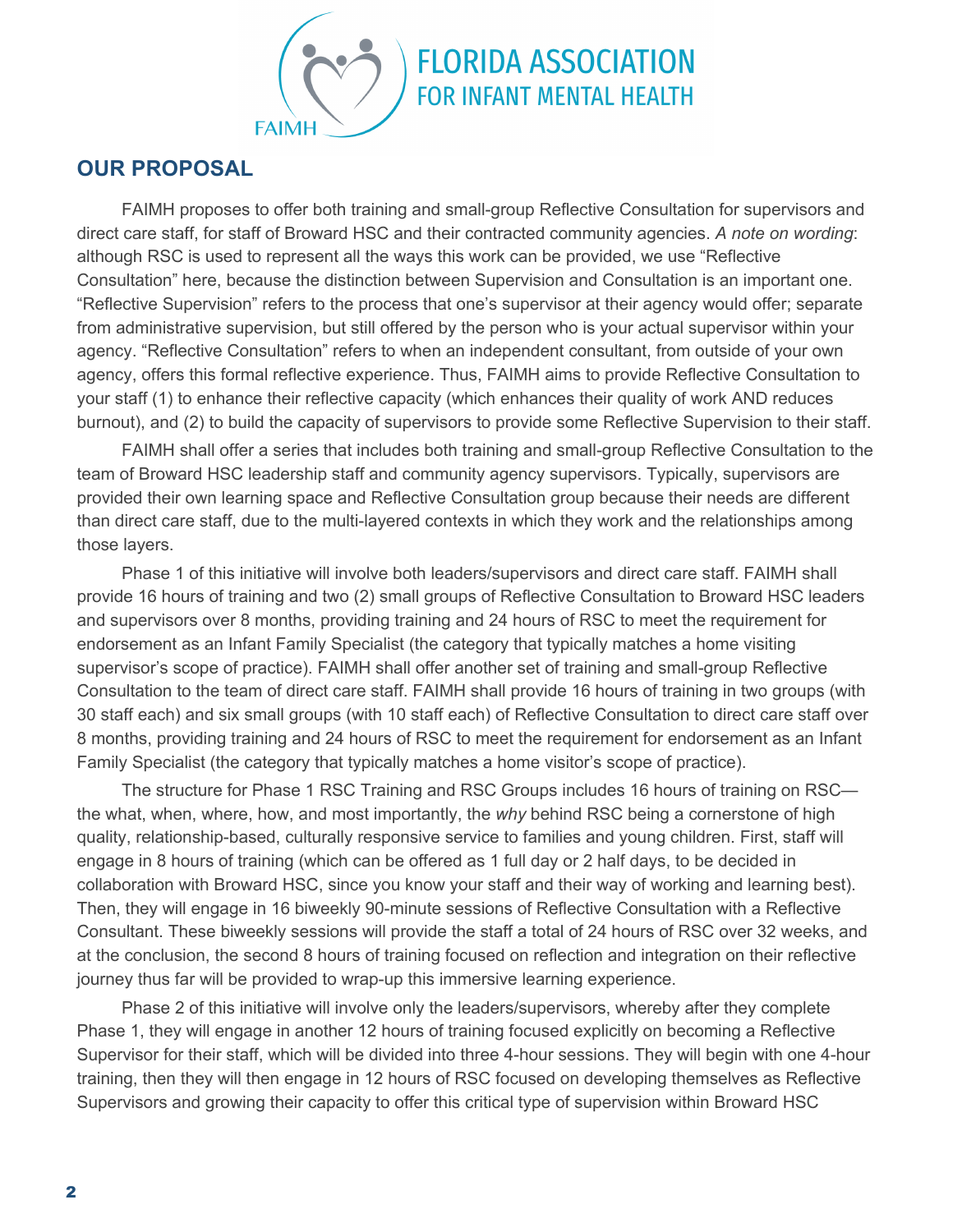## OUR PROPOSAL

FAIMH proposes to offer both training and small-group Reflective Consultation for supervisors and direct care staff, for staff of Broward HSC and their contracted community agencies. *A note on wording*: although RSC is used to represent all the ways this work can be provided, we use "Reflective Consultation" here, because the distinction between Supervision and Consultation is an important one. "Reflective Supervision" refers to the process that one's supervisor at their agency would offer; separate from administrative supervision, but still offered by the person who is your actual supervisor within your agency. "Reflective Consultation" refers to when an independent consultant, from outside of your own agency, offers this formal reflective experience. Thus, FAIMH aims to provide Reflective Consultation to your staff (1) to enhance their reflective capacity (which enhances their quality of work AND reduces burnout), and (2) to build the capacity of supervisors to provide some Reflective Supervision to their staff.

FAIMH shall offer a series that includes both training and small-group Reflective Consultation to the team of Broward HSC leadership staff and community agency supervisors. Typically, supervisors are provided their own learning space and Reflective Consultation group because their needs are different than direct care staff, due to the multi-layered contexts in which they work and the relationships among those layers.

Phase 1 of this initiative will involve both leaders/supervisors and direct care staff. FAIMH shall provide 16 hours of training and two (2) small groups of Reflective Consultation to Broward HSC leaders and supervisors over 8 months, providing training and 24 hours of RSC to meet the requirement for endorsement as an Infant Family Specialist (the category that typically matches a home visiting supervisor's scope of practice). FAIMH shall offer another set of training and small-group Reflective Consultation to the team of direct care staff. FAIMH shall provide 16 hours of training in two groups (with 30 staff each) and six small groups (with 10 staff each) of Reflective Consultation to direct care staff over 8 months, providing training and 24 hours of RSC to meet the requirement for endorsement as an Infant Family Specialist (the category that typically matches a home visitor's scope of practice).

The structure for Phase 1 RSC Training and RSC Groups includes 16 hours of training on RSC—the what, when, where, how, and most importantly, the *why* behind RSC being a cornerstone of high quality, relationship-based, culturally responsive service to families and young children. First, staff will engage in 8 hours of training (which can be offered as 1 full day or 2 half days, to be decided in collaboration with Broward HSC, since you know your staff and their way of working and learning best). Then, they will engage in 16 biweekly 90-minute sessions of Reflective Consultation with a Reflective Consultant. These biweekly sessions will provide the staff a total of 24 hours of RSC over 32 weeks, and at the conclusion, the second 8 hours of training focused on reflection and integration on their reflective journey thus far will be provided to wrap-up this immersive learning experience.

Phase 2 of this initiative will involve only the leaders/supervisors, whereby after they complete Phase 1, they will engage in another 12 hours of training focused explicitly on becoming a Reflective Supervisor for their staff, which will be divided into three 4-hour sessions. They will begin with one 4-hour training, then they will then engage in 12 hours of RSC focused on developing themselves as Reflective Supervisors and growing their capacity to offer this critical type of supervision within Broward HSC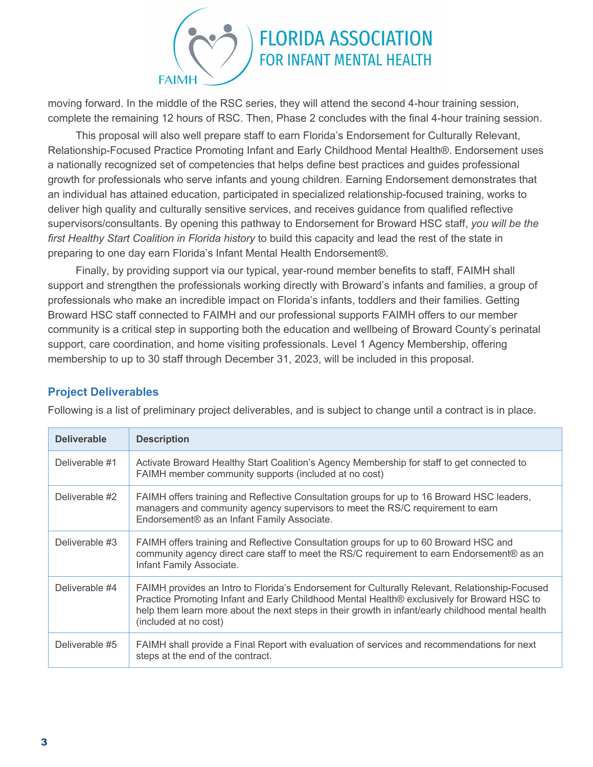moving forward. In the middle of the RSC series, they will attend the second 4-hour training session, complete the remaining 12 hours of RSC. Then, Phase 2 concludes with the final 4-hour training session.

This proposal will also well prepare staff to earn Florida's Endorsement for Culturally Relevant, Relationship-Focused Practice Promoting Infant and Early Childhood Mental Health®. Endorsement uses a nationally recognized set of competencies that helps define best practices and guides professional growth for professionals who serve infants and young children. Earning Endorsement demonstrates that an individual has attained education, participated in specialized relationship-focused training, works to deliver high quality and culturally sensitive services, and receives guidance from qualified reflective supervisors/consultants. By opening this pathway to Endorsement for Broward HSC staff, *you will be the first Healthy Start Coalition in Florida history* to build this capacity and lead the rest of the state in preparing to one day earn Florida's Infant Mental Health Endorsement®.

Finally, by providing support via our typical, year-round member benefits to staff, FAIMH shall support and strengthen the professionals working directly with Broward's infants and families, a group of professionals who make an incredible impact on Florida's infants, toddlers and their families. Getting Broward HSC staff connected to FAIMH and our professional supports FAIMH offers to our member community is a critical step in supporting both the education and wellbeing of Broward County's perinatal support, care coordination, and home visiting professionals. Level 1 Agency Membership, offering membership to up to 30 staff through December 31, 2023, will be included in this proposal.

## Project Deliverables

Following is a list of preliminary project deliverables, and is subject to change until a contract is in place.

| Deliverable | Description |
|---|---|
| Deliverable #1 | Activate Broward Healthy Start Coalition's Agency Membership for staff to get connected to FAIMH member community supports (included at no cost) |
| Deliverable #2 | FAIMH offers training and Reflective Consultation groups for up to 16 Broward HSC leaders, managers and community agency supervisors to meet the RS/C requirement to earn Endorsement® as an Infant Family Associate. |
| Deliverable #3 | FAIMH offers training and Reflective Consultation groups for up to 60 Broward HSC and community agency direct care staff to meet the RS/C requirement to earn Endorsement® as an Infant Family Associate. |
| Deliverable #4 | FAIMH provides an Intro to Florida's Endorsement for Culturally Relevant, Relationship-Focused Practice Promoting Infant and Early Childhood Mental Health® exclusively for Broward HSC to help them learn more about the next steps in their growth in infant/early childhood mental health (included at no cost) |
| Deliverable #5 | FAIMH shall provide a Final Report with evaluation of services and recommendations for next steps at the end of the contract. |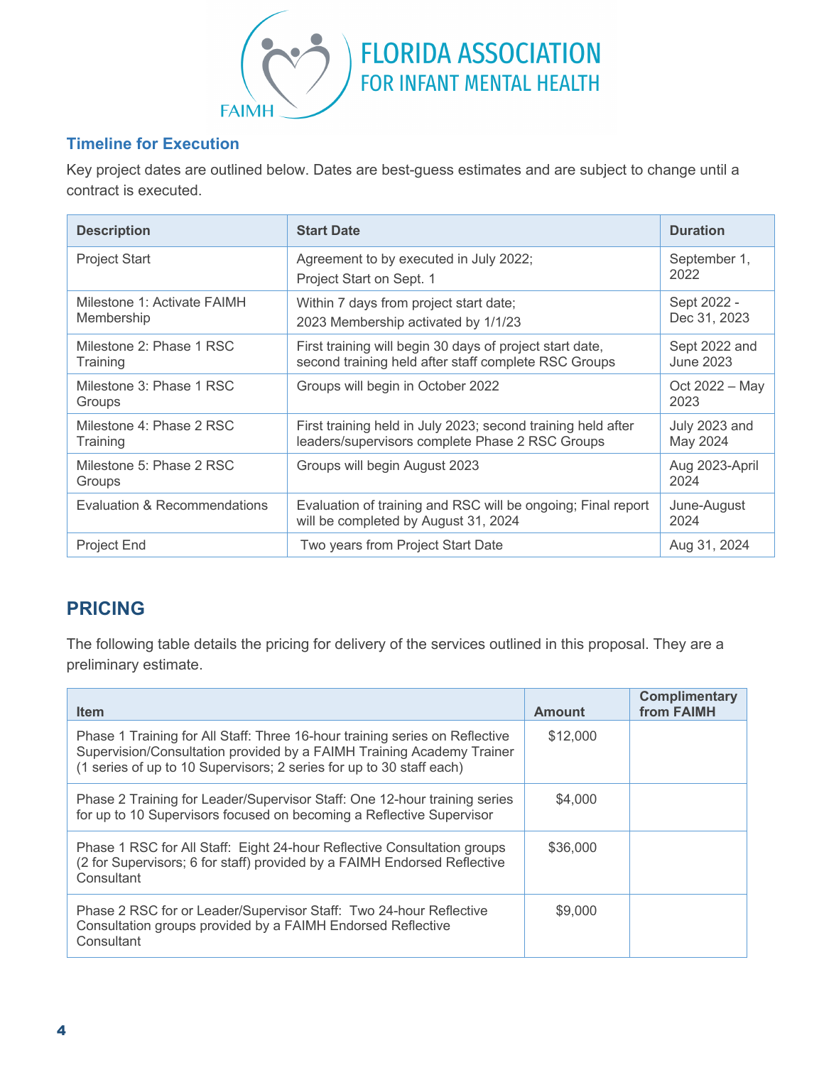### Timeline for Execution

Key project dates are outlined below. Dates are best-guess estimates and are subject to change until a contract is executed.

| Description | Start Date | Duration |
|---|---|---|
| Project Start | Agreement to by executed in July 2022;<br>Project Start on Sept. 1 | September 1, 2022 |
| Milestone 1: Activate FAIMH Membership | Within 7 days from project start date;<br>2023 Membership activated by 1/1/23 | Sept 2022 - Dec 31, 2023 |
| Milestone 2: Phase 1 RSC Training | First training will begin 30 days of project start date, second training held after staff complete RSC Groups | Sept 2022 and June 2023 |
| Milestone 3: Phase 1 RSC Groups | Groups will begin in October 2022 | Oct 2022 – May 2023 |
| Milestone 4: Phase 2 RSC Training | First training held in July 2023; second training held after leaders/supervisors complete Phase 2 RSC Groups | July 2023 and May 2024 |
| Milestone 5: Phase 2 RSC Groups | Groups will begin August 2023 | Aug 2023-April 2024 |
| Evaluation & Recommendations | Evaluation of training and RSC will be ongoing; Final report will be completed by August 31, 2024 | June-August 2024 |
| Project End | Two years from Project Start Date | Aug 31, 2024 |

## PRICING

The following table details the pricing for delivery of the services outlined in this proposal. They are a preliminary estimate.

| Item | Amount | Complimentary from FAIMH |
|---|---|---|
| Phase 1 Training for All Staff: Three 16-hour training series on Reflective Supervision/Consultation provided by a FAIMH Training Academy Trainer (1 series of up to 10 Supervisors; 2 series for up to 30 staff each) | $12,000 | |
| Phase 2 Training for Leader/Supervisor Staff: One 12-hour training series for up to 10 Supervisors focused on becoming a Reflective Supervisor | $4,000 | |
| Phase 1 RSC for All Staff: Eight 24-hour Reflective Consultation groups (2 for Supervisors; 6 for staff) provided by a FAIMH Endorsed Reflective Consultant | $36,000 | |
| Phase 2 RSC for or Leader/Supervisor Staff: Two 24-hour Reflective Consultation groups provided by a FAIMH Endorsed Reflective Consultant | $9,000 | |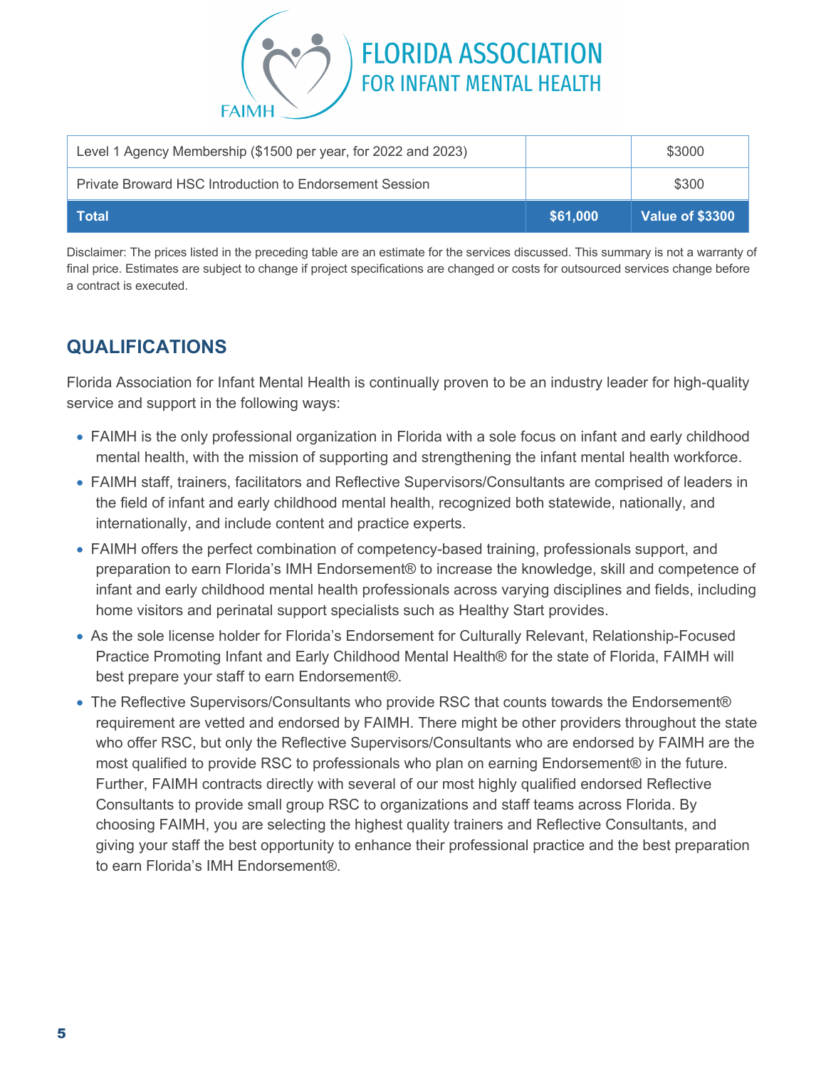| Level 1 Agency Membership ($1500 per year, for 2022 and 2023) | | $3000 |
| --- | --- | --- |
| Private Broward HSC Introduction to Endorsement Session | | $300 |
| **Total** | **$61,000** | **Value of $3300** |

Disclaimer: The prices listed in the preceding table are an estimate for the services discussed. This summary is not a warranty of final price. Estimates are subject to change if project specifications are changed or costs for outsourced services change before a contract is executed.

## QUALIFICATIONS

Florida Association for Infant Mental Health is continually proven to be an industry leader for high-quality service and support in the following ways:

- FAIMH is the only professional organization in Florida with a sole focus on infant and early childhood mental health, with the mission of supporting and strengthening the infant mental health workforce.
- FAIMH staff, trainers, facilitators and Reflective Supervisors/Consultants are comprised of leaders in the field of infant and early childhood mental health, recognized both statewide, nationally, and internationally, and include content and practice experts.
- FAIMH offers the perfect combination of competency-based training, professionals support, and preparation to earn Florida's IMH Endorsement® to increase the knowledge, skill and competence of infant and early childhood mental health professionals across varying disciplines and fields, including home visitors and perinatal support specialists such as Healthy Start provides.
- As the sole license holder for Florida's Endorsement for Culturally Relevant, Relationship-Focused Practice Promoting Infant and Early Childhood Mental Health® for the state of Florida, FAIMH will best prepare your staff to earn Endorsement®.
- The Reflective Supervisors/Consultants who provide RSC that counts towards the Endorsement® requirement are vetted and endorsed by FAIMH. There might be other providers throughout the state who offer RSC, but only the Reflective Supervisors/Consultants who are endorsed by FAIMH are the most qualified to provide RSC to professionals who plan on earning Endorsement® in the future. Further, FAIMH contracts directly with several of our most highly qualified endorsed Reflective Consultants to provide small group RSC to organizations and staff teams across Florida. By choosing FAIMH, you are selecting the highest quality trainers and Reflective Consultants, and giving your staff the best opportunity to enhance their professional practice and the best preparation to earn Florida's IMH Endorsement®.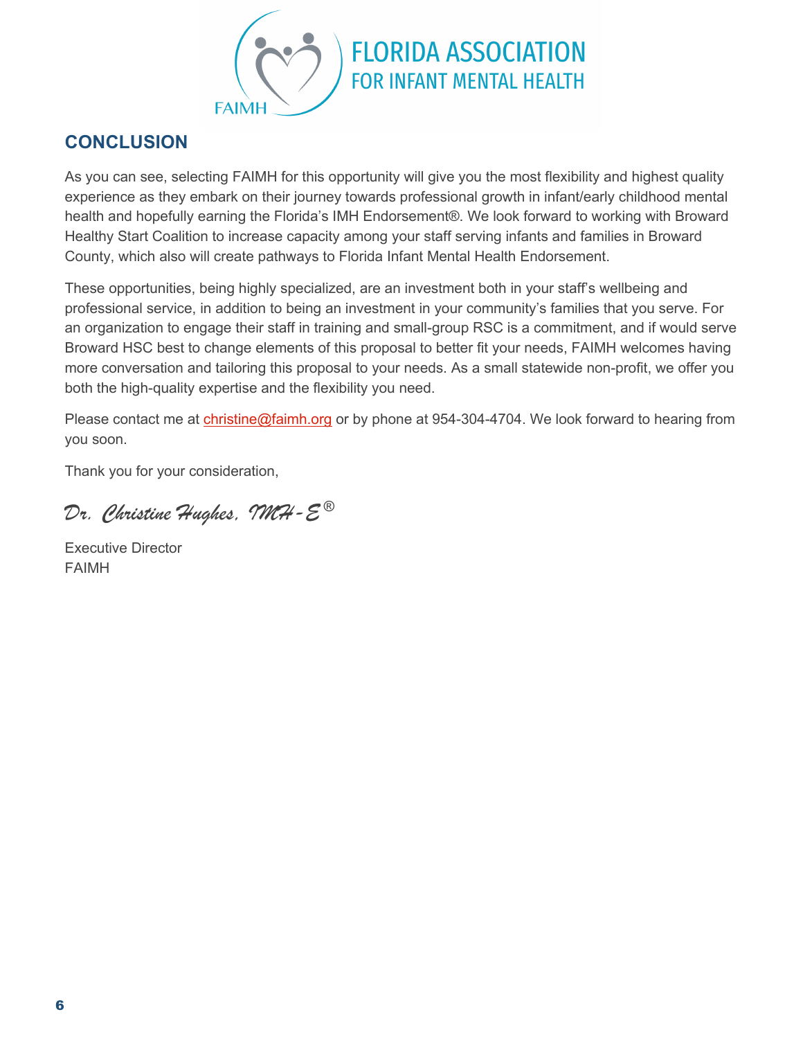FLORIDA ASSOCIATION FOR INFANT MENTAL HEALTH

## CONCLUSION

As you can see, selecting FAIMH for this opportunity will give you the most flexibility and highest quality experience as they embark on their journey towards professional growth in infant/early childhood mental health and hopefully earning the Florida's IMH Endorsement®. We look forward to working with Broward Healthy Start Coalition to increase capacity among your staff serving infants and families in Broward County, which also will create pathways to Florida Infant Mental Health Endorsement.

These opportunities, being highly specialized, are an investment both in your staff's wellbeing and professional service, in addition to being an investment in your community's families that you serve. For an organization to engage their staff in training and small-group RSC is a commitment, and if would serve Broward HSC best to change elements of this proposal to better fit your needs, FAIMH welcomes having more conversation and tailoring this proposal to your needs. As a small statewide non-profit, we offer you both the high-quality expertise and the flexibility you need.

Please contact me at christine@faimh.org or by phone at 954-304-4704. We look forward to hearing from you soon.

Thank you for your consideration,

*Dr. Christine Hughes, IMH-E®*

Executive Director
FAIMH